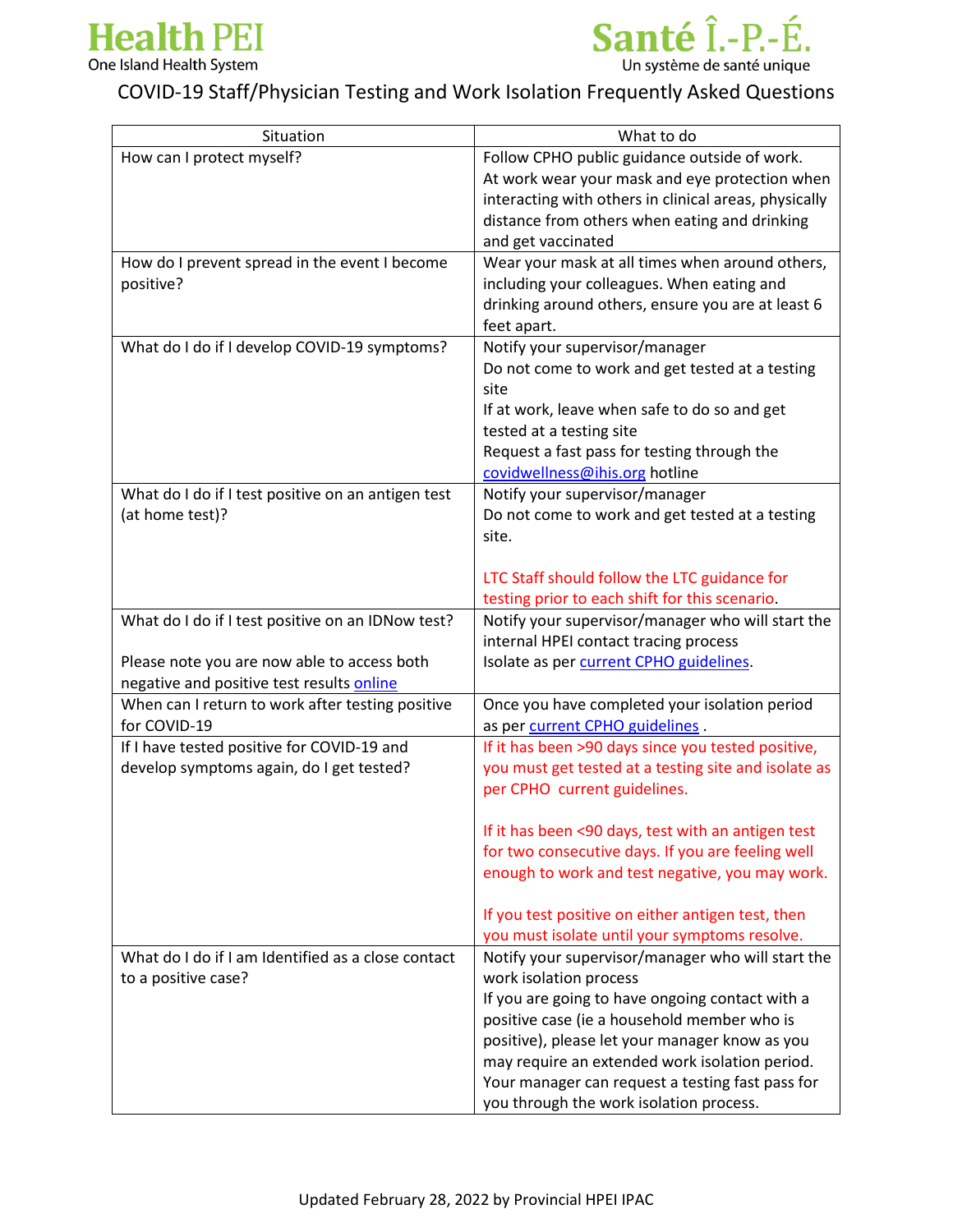Health PEI
One Island Health System

Santé Î.-P.-É.
Un système de santé unique

# COVID-19 Staff/Physician Testing and Work Isolation Frequently Asked Questions

| Situation | What to do |
|---|---|
| How can I protect myself? | Follow CPHO public guidance outside of work. At work wear your mask and eye protection when interacting with others in clinical areas, physically distance from others when eating and drinking and get vaccinated |
| How do I prevent spread in the event I become positive? | Wear your mask at all times when around others, including your colleagues. When eating and drinking around others, ensure you are at least 6 feet apart. |
| What do I do if I develop COVID-19 symptoms? | Notify your supervisor/manager<br>Do not come to work and get tested at a testing site<br>If at work, leave when safe to do so and get tested at a testing site<br>Request a fast pass for testing through the covidwellness@ihis.org hotline |
| What do I do if I test positive on an antigen test (at home test)? | Notify your supervisor/manager<br>Do not come to work and get tested at a testing site.<br><br>LTC Staff should follow the LTC guidance for testing prior to each shift for this scenario. |
| What do I do if I test positive on an IDNow test?<br><br>Please note you are now able to access both negative and positive test results online | Notify your supervisor/manager who will start the internal HPEI contact tracing process<br>Isolate as per current CPHO guidelines. |
| When can I return to work after testing positive for COVID-19 | Once you have completed your isolation period as per current CPHO guidelines . |
| If I have tested positive for COVID-19 and develop symptoms again, do I get tested? | If it has been >90 days since you tested positive, you must get tested at a testing site and isolate as per CPHO current guidelines.<br><br>If it has been <90 days, test with an antigen test for two consecutive days. If you are feeling well enough to work and test negative, you may work.<br><br>If you test positive on either antigen test, then you must isolate until your symptoms resolve. |
| What do I do if I am Identified as a close contact to a positive case? | Notify your supervisor/manager who will start the work isolation process<br>If you are going to have ongoing contact with a positive case (ie a household member who is positive), please let your manager know as you may require an extended work isolation period. Your manager can request a testing fast pass for you through the work isolation process. |

Updated February 28, 2022 by Provincial HPEI IPAC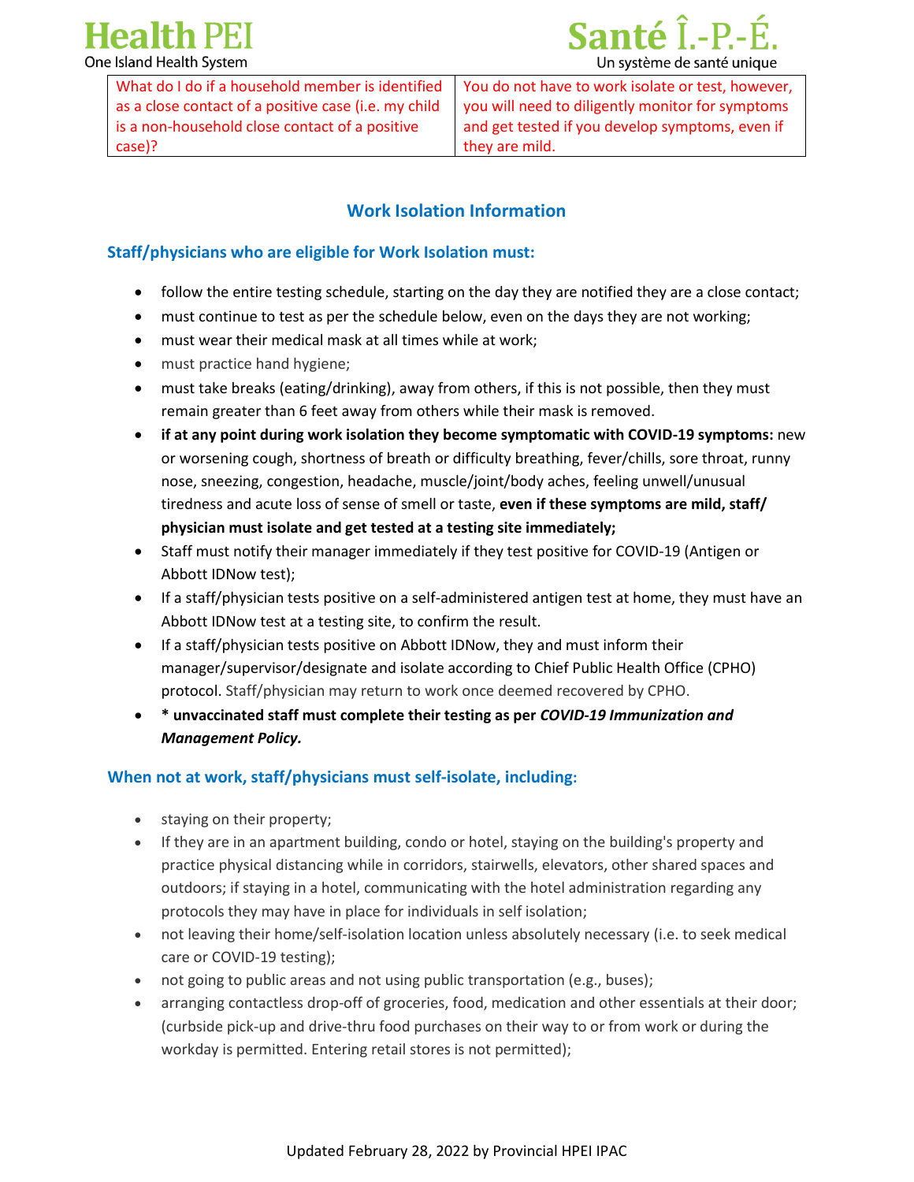| What do I do if a household member is identified as a close contact of a positive case (i.e. my child is a non-household close contact of a positive case)? | You do not have to work isolate or test, however, you will need to diligently monitor for symptoms and get tested if you develop symptoms, even if they are mild. |
|---|---|

## Work Isolation Information

### Staff/physicians who are eligible for Work Isolation must:

- follow the entire testing schedule, starting on the day they are notified they are a close contact;
- must continue to test as per the schedule below, even on the days they are not working;
- must wear their medical mask at all times while at work;
- must practice hand hygiene;
- must take breaks (eating/drinking), away from others, if this is not possible, then they must remain greater than 6 feet away from others while their mask is removed.
- **if at any point during work isolation they become symptomatic with COVID-19 symptoms:** new or worsening cough, shortness of breath or difficulty breathing, fever/chills, sore throat, runny nose, sneezing, congestion, headache, muscle/joint/body aches, feeling unwell/unusual tiredness and acute loss of sense of smell or taste, **even if these symptoms are mild, staff/ physician must isolate and get tested at a testing site immediately;**
- Staff must notify their manager immediately if they test positive for COVID-19 (Antigen or Abbott IDNow test);
- If a staff/physician tests positive on a self-administered antigen test at home, they must have an Abbott IDNow test at a testing site, to confirm the result.
- If a staff/physician tests positive on Abbott IDNow, they and must inform their manager/supervisor/designate and isolate according to Chief Public Health Office (CPHO) protocol. Staff/physician may return to work once deemed recovered by CPHO.
- **\* unvaccinated staff must complete their testing as per *COVID-19 Immunization and Management Policy.***

### When not at work, staff/physicians must self-isolate, including:

- staying on their property;
- If they are in an apartment building, condo or hotel, staying on the building's property and practice physical distancing while in corridors, stairwells, elevators, other shared spaces and outdoors; if staying in a hotel, communicating with the hotel administration regarding any protocols they may have in place for individuals in self isolation;
- not leaving their home/self-isolation location unless absolutely necessary (i.e. to seek medical care or COVID-19 testing);
- not going to public areas and not using public transportation (e.g., buses);
- arranging contactless drop-off of groceries, food, medication and other essentials at their door; (curbside pick-up and drive-thru food purchases on their way to or from work or during the workday is permitted. Entering retail stores is not permitted);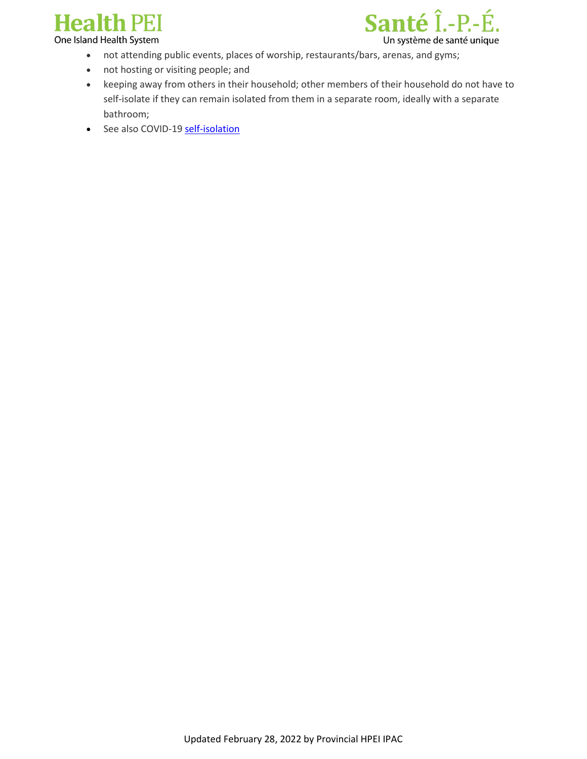- not attending public events, places of worship, restaurants/bars, arenas, and gyms;
- not hosting or visiting people; and
- keeping away from others in their household; other members of their household do not have to self-isolate if they can remain isolated from them in a separate room, ideally with a separate bathroom;
- See also COVID-19 self-isolation

Updated February 28, 2022 by Provincial HPEI IPAC